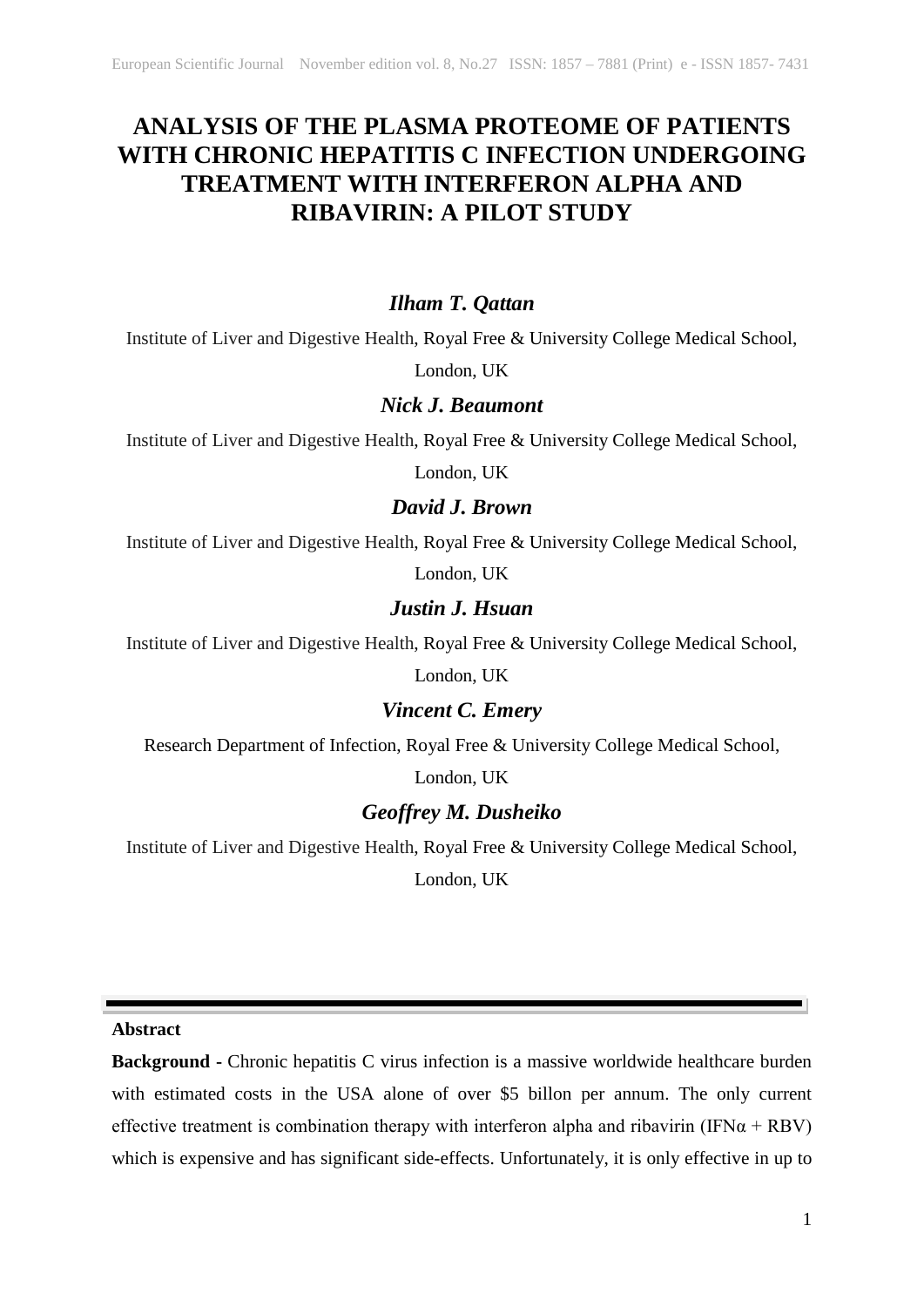# ANALYSIS OF THE PLASMA PROTEOME OF PATIENTS WITH CHRONIC HEPATITIS C INFECTION UNDERGOING TREATMENT WITH INTERFERON ALPHA AND RIBAVIRIN: A PILOT STUDY

***Ilham T. Qattan***

Institute of Liver and Digestive Health, Royal Free & University College Medical School, London, UK

***Nick J. Beaumont***

Institute of Liver and Digestive Health, Royal Free & University College Medical School, London, UK

***David J. Brown***

Institute of Liver and Digestive Health, Royal Free & University College Medical School, London, UK

***Justin J. Hsuan***

Institute of Liver and Digestive Health, Royal Free & University College Medical School, London, UK

***Vincent C. Emery***

Research Department of Infection, Royal Free & University College Medical School, London, UK

***Geoffrey M. Dusheiko***

Institute of Liver and Digestive Health, Royal Free & University College Medical School, London, UK

---

**Abstract**

**Background -** Chronic hepatitis C virus infection is a massive worldwide healthcare burden with estimated costs in the USA alone of over $5 billon per annum. The only current effective treatment is combination therapy with interferon alpha and ribavirin (IFNα + RBV) which is expensive and has significant side-effects. Unfortunately, it is only effective in up to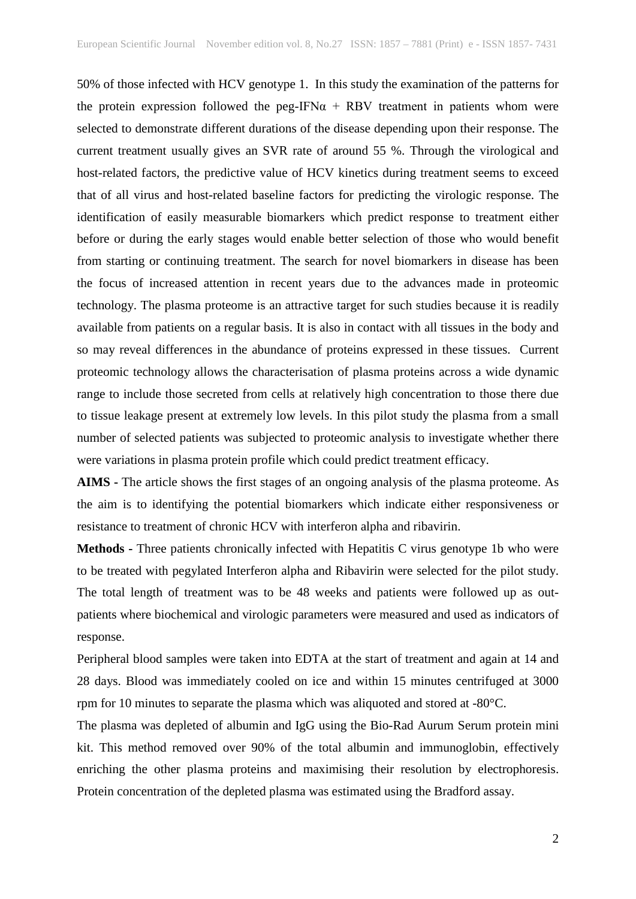50% of those infected with HCV genotype 1. In this study the examination of the patterns for the protein expression followed the peg-IFNα + RBV treatment in patients whom were selected to demonstrate different durations of the disease depending upon their response. The current treatment usually gives an SVR rate of around 55 %. Through the virological and host-related factors, the predictive value of HCV kinetics during treatment seems to exceed that of all virus and host-related baseline factors for predicting the virologic response. The identification of easily measurable biomarkers which predict response to treatment either before or during the early stages would enable better selection of those who would benefit from starting or continuing treatment. The search for novel biomarkers in disease has been the focus of increased attention in recent years due to the advances made in proteomic technology. The plasma proteome is an attractive target for such studies because it is readily available from patients on a regular basis. It is also in contact with all tissues in the body and so may reveal differences in the abundance of proteins expressed in these tissues. Current proteomic technology allows the characterisation of plasma proteins across a wide dynamic range to include those secreted from cells at relatively high concentration to those there due to tissue leakage present at extremely low levels. In this pilot study the plasma from a small number of selected patients was subjected to proteomic analysis to investigate whether there were variations in plasma protein profile which could predict treatment efficacy.

**AIMS -** The article shows the first stages of an ongoing analysis of the plasma proteome. As the aim is to identifying the potential biomarkers which indicate either responsiveness or resistance to treatment of chronic HCV with interferon alpha and ribavirin.

**Methods -** Three patients chronically infected with Hepatitis C virus genotype 1b who were to be treated with pegylated Interferon alpha and Ribavirin were selected for the pilot study. The total length of treatment was to be 48 weeks and patients were followed up as out-patients where biochemical and virologic parameters were measured and used as indicators of response.

Peripheral blood samples were taken into EDTA at the start of treatment and again at 14 and 28 days. Blood was immediately cooled on ice and within 15 minutes centrifuged at 3000 rpm for 10 minutes to separate the plasma which was aliquoted and stored at -80°C.

The plasma was depleted of albumin and IgG using the Bio-Rad Aurum Serum protein mini kit. This method removed over 90% of the total albumin and immunoglobin, effectively enriching the other plasma proteins and maximising their resolution by electrophoresis. Protein concentration of the depleted plasma was estimated using the Bradford assay.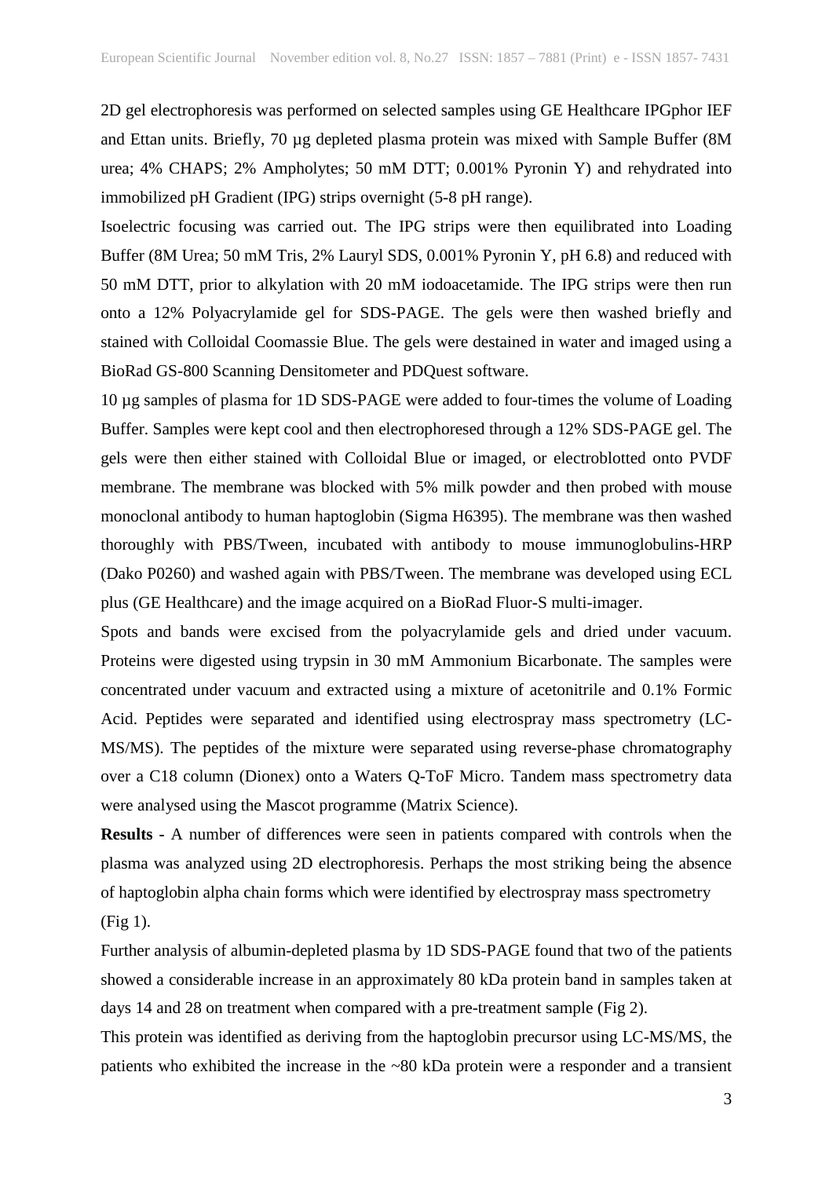2D gel electrophoresis was performed on selected samples using GE Healthcare IPGphor IEF and Ettan units. Briefly, 70 µg depleted plasma protein was mixed with Sample Buffer (8M urea; 4% CHAPS; 2% Ampholytes; 50 mM DTT; 0.001% Pyronin Y) and rehydrated into immobilized pH Gradient (IPG) strips overnight (5-8 pH range).

Isoelectric focusing was carried out. The IPG strips were then equilibrated into Loading Buffer (8M Urea; 50 mM Tris, 2% Lauryl SDS, 0.001% Pyronin Y, pH 6.8) and reduced with 50 mM DTT, prior to alkylation with 20 mM iodoacetamide. The IPG strips were then run onto a 12% Polyacrylamide gel for SDS-PAGE. The gels were then washed briefly and stained with Colloidal Coomassie Blue. The gels were destained in water and imaged using a BioRad GS-800 Scanning Densitometer and PDQuest software.

10 µg samples of plasma for 1D SDS-PAGE were added to four-times the volume of Loading Buffer. Samples were kept cool and then electrophoresed through a 12% SDS-PAGE gel. The gels were then either stained with Colloidal Blue or imaged, or electroblotted onto PVDF membrane. The membrane was blocked with 5% milk powder and then probed with mouse monoclonal antibody to human haptoglobin (Sigma H6395). The membrane was then washed thoroughly with PBS/Tween, incubated with antibody to mouse immunoglobulins-HRP (Dako P0260) and washed again with PBS/Tween. The membrane was developed using ECL plus (GE Healthcare) and the image acquired on a BioRad Fluor-S multi-imager.

Spots and bands were excised from the polyacrylamide gels and dried under vacuum. Proteins were digested using trypsin in 30 mM Ammonium Bicarbonate. The samples were concentrated under vacuum and extracted using a mixture of acetonitrile and 0.1% Formic Acid. Peptides were separated and identified using electrospray mass spectrometry (LC-MS/MS). The peptides of the mixture were separated using reverse-phase chromatography over a C18 column (Dionex) onto a Waters Q-ToF Micro. Tandem mass spectrometry data were analysed using the Mascot programme (Matrix Science).

**Results -** A number of differences were seen in patients compared with controls when the plasma was analyzed using 2D electrophoresis. Perhaps the most striking being the absence of haptoglobin alpha chain forms which were identified by electrospray mass spectrometry (Fig 1).

Further analysis of albumin-depleted plasma by 1D SDS-PAGE found that two of the patients showed a considerable increase in an approximately 80 kDa protein band in samples taken at days 14 and 28 on treatment when compared with a pre-treatment sample (Fig 2).

This protein was identified as deriving from the haptoglobin precursor using LC-MS/MS, the patients who exhibited the increase in the ~80 kDa protein were a responder and a transient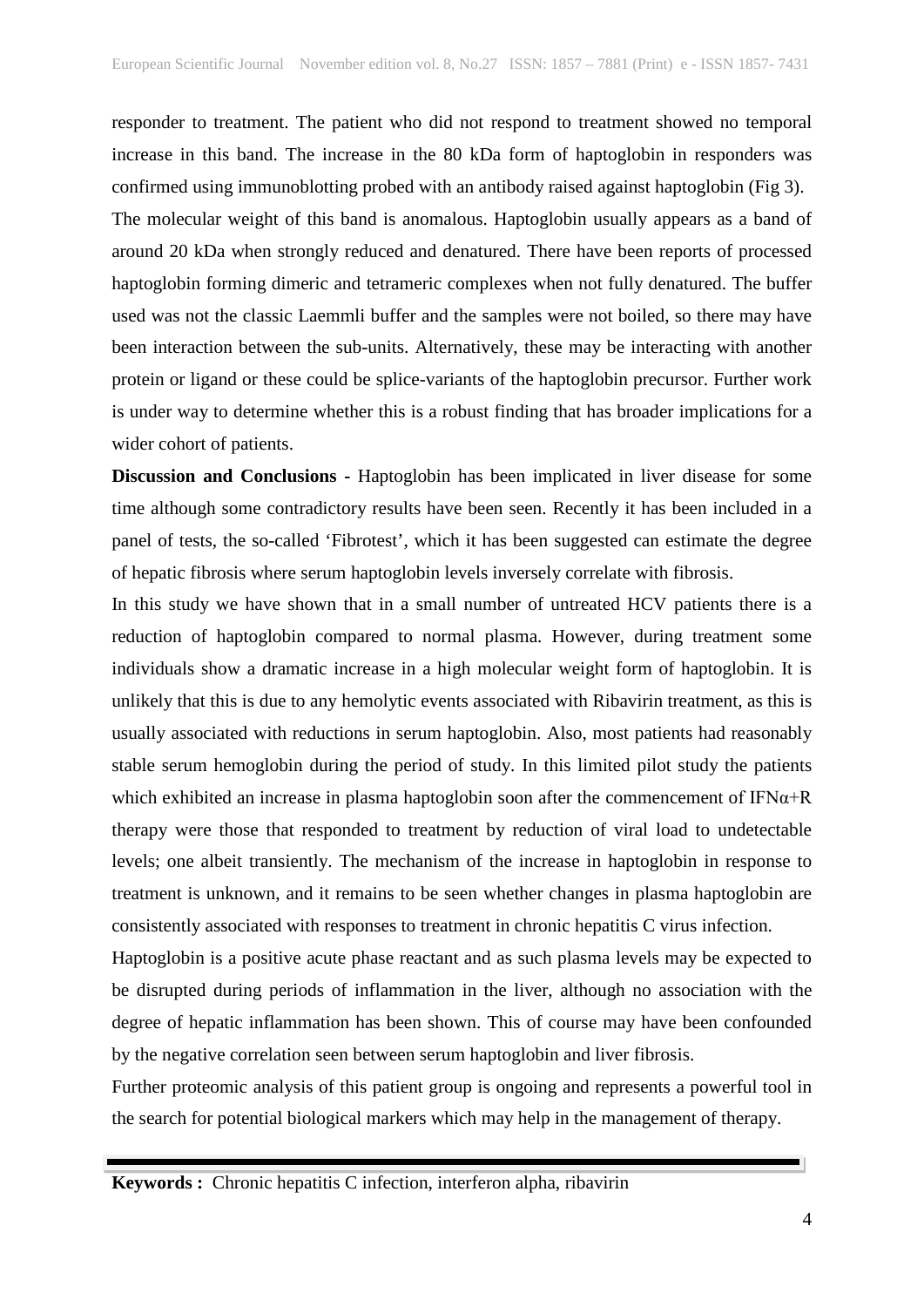responder to treatment. The patient who did not respond to treatment showed no temporal increase in this band. The increase in the 80 kDa form of haptoglobin in responders was confirmed using immunoblotting probed with an antibody raised against haptoglobin (Fig 3).

The molecular weight of this band is anomalous. Haptoglobin usually appears as a band of around 20 kDa when strongly reduced and denatured. There have been reports of processed haptoglobin forming dimeric and tetrameric complexes when not fully denatured. The buffer used was not the classic Laemmli buffer and the samples were not boiled, so there may have been interaction between the sub-units. Alternatively, these may be interacting with another protein or ligand or these could be splice-variants of the haptoglobin precursor. Further work is under way to determine whether this is a robust finding that has broader implications for a wider cohort of patients.

**Discussion and Conclusions -** Haptoglobin has been implicated in liver disease for some time although some contradictory results have been seen. Recently it has been included in a panel of tests, the so-called 'Fibrotest', which it has been suggested can estimate the degree of hepatic fibrosis where serum haptoglobin levels inversely correlate with fibrosis.

In this study we have shown that in a small number of untreated HCV patients there is a reduction of haptoglobin compared to normal plasma. However, during treatment some individuals show a dramatic increase in a high molecular weight form of haptoglobin. It is unlikely that this is due to any hemolytic events associated with Ribavirin treatment, as this is usually associated with reductions in serum haptoglobin. Also, most patients had reasonably stable serum hemoglobin during the period of study. In this limited pilot study the patients which exhibited an increase in plasma haptoglobin soon after the commencement of IFNα+R therapy were those that responded to treatment by reduction of viral load to undetectable levels; one albeit transiently. The mechanism of the increase in haptoglobin in response to treatment is unknown, and it remains to be seen whether changes in plasma haptoglobin are consistently associated with responses to treatment in chronic hepatitis C virus infection.

Haptoglobin is a positive acute phase reactant and as such plasma levels may be expected to be disrupted during periods of inflammation in the liver, although no association with the degree of hepatic inflammation has been shown. This of course may have been confounded by the negative correlation seen between serum haptoglobin and liver fibrosis.

Further proteomic analysis of this patient group is ongoing and represents a powerful tool in the search for potential biological markers which may help in the management of therapy.

---

**Keywords :** Chronic hepatitis C infection, interferon alpha, ribavirin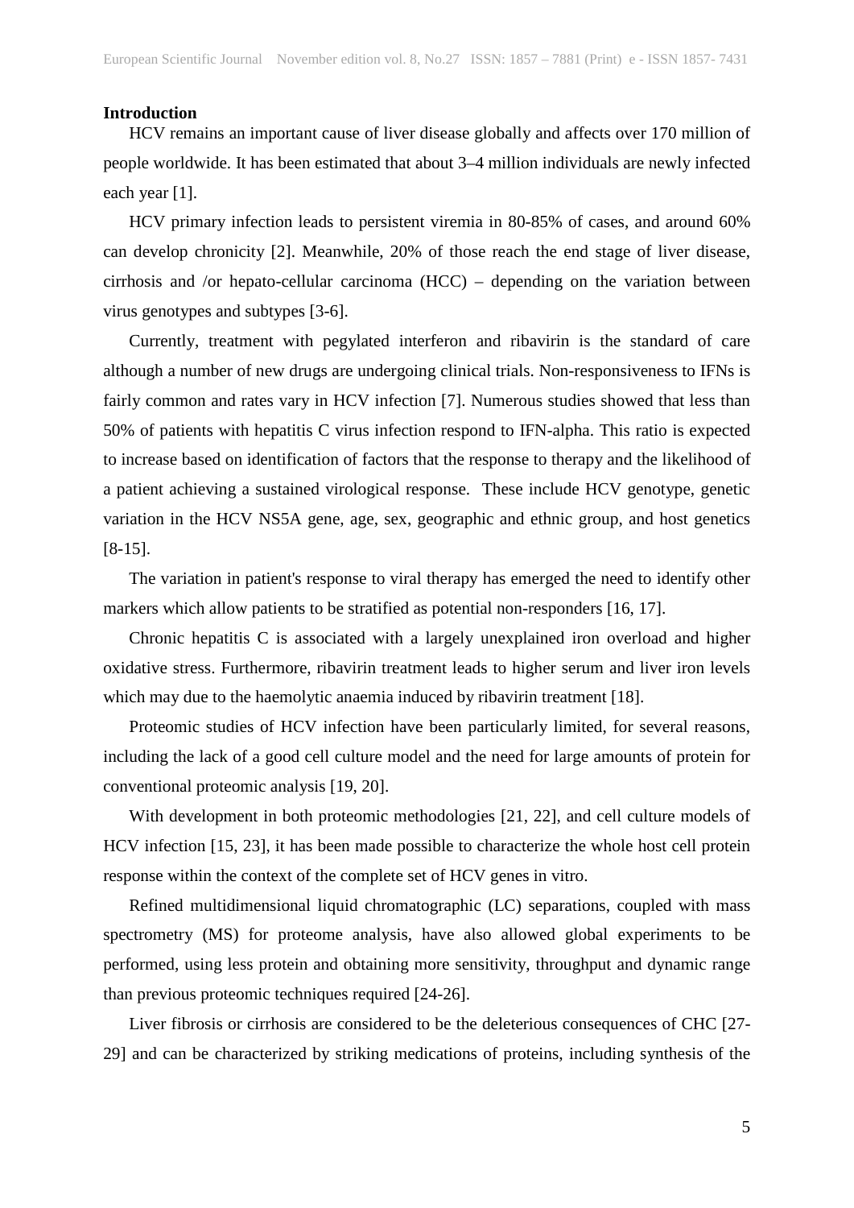**Introduction**

HCV remains an important cause of liver disease globally and affects over 170 million of people worldwide. It has been estimated that about 3–4 million individuals are newly infected each year [1].

HCV primary infection leads to persistent viremia in 80-85% of cases, and around 60% can develop chronicity [2]. Meanwhile, 20% of those reach the end stage of liver disease, cirrhosis and /or hepato-cellular carcinoma (HCC) – depending on the variation between virus genotypes and subtypes [3-6].

Currently, treatment with pegylated interferon and ribavirin is the standard of care although a number of new drugs are undergoing clinical trials. Non-responsiveness to IFNs is fairly common and rates vary in HCV infection [7]. Numerous studies showed that less than 50% of patients with hepatitis C virus infection respond to IFN-alpha. This ratio is expected to increase based on identification of factors that the response to therapy and the likelihood of a patient achieving a sustained virological response. These include HCV genotype, genetic variation in the HCV NS5A gene, age, sex, geographic and ethnic group, and host genetics [8-15].

The variation in patient's response to viral therapy has emerged the need to identify other markers which allow patients to be stratified as potential non-responders [16, 17].

Chronic hepatitis C is associated with a largely unexplained iron overload and higher oxidative stress. Furthermore, ribavirin treatment leads to higher serum and liver iron levels which may due to the haemolytic anaemia induced by ribavirin treatment [18].

Proteomic studies of HCV infection have been particularly limited, for several reasons, including the lack of a good cell culture model and the need for large amounts of protein for conventional proteomic analysis [19, 20].

With development in both proteomic methodologies [21, 22], and cell culture models of HCV infection [15, 23], it has been made possible to characterize the whole host cell protein response within the context of the complete set of HCV genes in vitro.

Refined multidimensional liquid chromatographic (LC) separations, coupled with mass spectrometry (MS) for proteome analysis, have also allowed global experiments to be performed, using less protein and obtaining more sensitivity, throughput and dynamic range than previous proteomic techniques required [24-26].

Liver fibrosis or cirrhosis are considered to be the deleterious consequences of CHC [27-29] and can be characterized by striking medications of proteins, including synthesis of the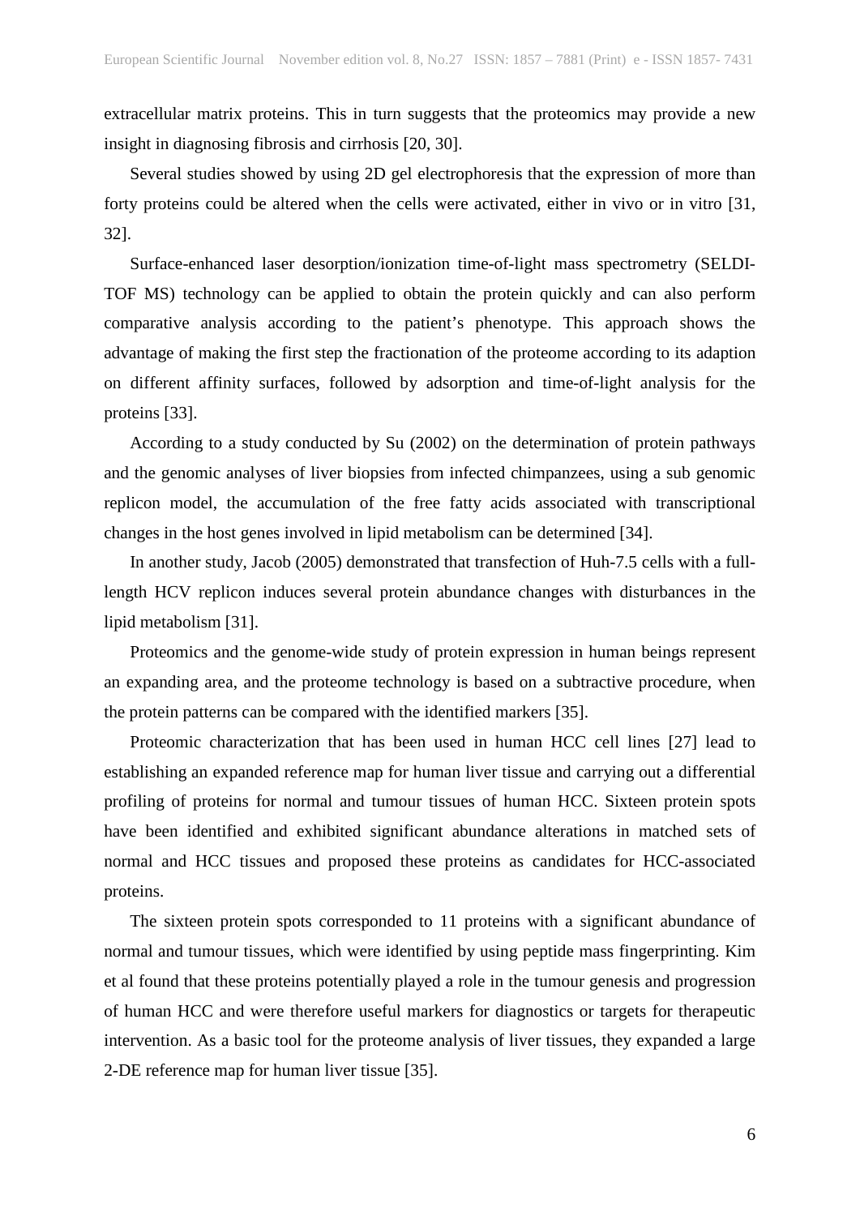extracellular matrix proteins. This in turn suggests that the proteomics may provide a new insight in diagnosing fibrosis and cirrhosis [20, 30].

Several studies showed by using 2D gel electrophoresis that the expression of more than forty proteins could be altered when the cells were activated, either in vivo or in vitro [31, 32].

Surface-enhanced laser desorption/ionization time-of-light mass spectrometry (SELDI-TOF MS) technology can be applied to obtain the protein quickly and can also perform comparative analysis according to the patient's phenotype. This approach shows the advantage of making the first step the fractionation of the proteome according to its adaption on different affinity surfaces, followed by adsorption and time-of-light analysis for the proteins [33].

According to a study conducted by Su (2002) on the determination of protein pathways and the genomic analyses of liver biopsies from infected chimpanzees, using a sub genomic replicon model, the accumulation of the free fatty acids associated with transcriptional changes in the host genes involved in lipid metabolism can be determined [34].

In another study, Jacob (2005) demonstrated that transfection of Huh-7.5 cells with a full-length HCV replicon induces several protein abundance changes with disturbances in the lipid metabolism [31].

Proteomics and the genome-wide study of protein expression in human beings represent an expanding area, and the proteome technology is based on a subtractive procedure, when the protein patterns can be compared with the identified markers [35].

Proteomic characterization that has been used in human HCC cell lines [27] lead to establishing an expanded reference map for human liver tissue and carrying out a differential profiling of proteins for normal and tumour tissues of human HCC. Sixteen protein spots have been identified and exhibited significant abundance alterations in matched sets of normal and HCC tissues and proposed these proteins as candidates for HCC-associated proteins.

The sixteen protein spots corresponded to 11 proteins with a significant abundance of normal and tumour tissues, which were identified by using peptide mass fingerprinting. Kim et al found that these proteins potentially played a role in the tumour genesis and progression of human HCC and were therefore useful markers for diagnostics or targets for therapeutic intervention. As a basic tool for the proteome analysis of liver tissues, they expanded a large 2-DE reference map for human liver tissue [35].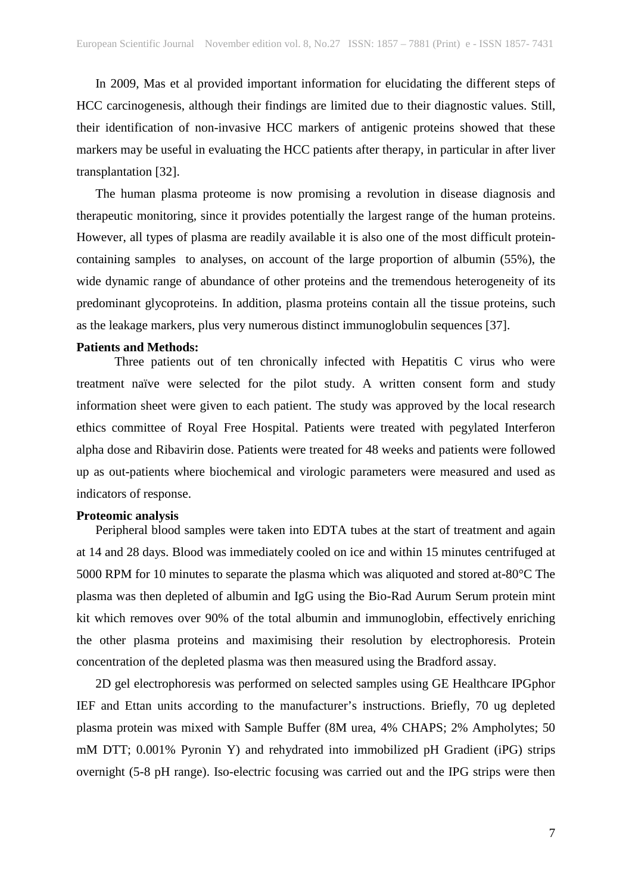In 2009, Mas et al provided important information for elucidating the different steps of HCC carcinogenesis, although their findings are limited due to their diagnostic values. Still, their identification of non-invasive HCC markers of antigenic proteins showed that these markers may be useful in evaluating the HCC patients after therapy, in particular in after liver transplantation [32].

The human plasma proteome is now promising a revolution in disease diagnosis and therapeutic monitoring, since it provides potentially the largest range of the human proteins. However, all types of plasma are readily available it is also one of the most difficult protein-containing samples to analyses, on account of the large proportion of albumin (55%), the wide dynamic range of abundance of other proteins and the tremendous heterogeneity of its predominant glycoproteins. In addition, plasma proteins contain all the tissue proteins, such as the leakage markers, plus very numerous distinct immunoglobulin sequences [37].

**Patients and Methods:**

Three patients out of ten chronically infected with Hepatitis C virus who were treatment naïve were selected for the pilot study. A written consent form and study information sheet were given to each patient. The study was approved by the local research ethics committee of Royal Free Hospital. Patients were treated with pegylated Interferon alpha dose and Ribavirin dose. Patients were treated for 48 weeks and patients were followed up as out-patients where biochemical and virologic parameters were measured and used as indicators of response.

**Proteomic analysis**

Peripheral blood samples were taken into EDTA tubes at the start of treatment and again at 14 and 28 days. Blood was immediately cooled on ice and within 15 minutes centrifuged at 5000 RPM for 10 minutes to separate the plasma which was aliquoted and stored at-80°C The plasma was then depleted of albumin and IgG using the Bio-Rad Aurum Serum protein mint kit which removes over 90% of the total albumin and immunoglobin, effectively enriching the other plasma proteins and maximising their resolution by electrophoresis. Protein concentration of the depleted plasma was then measured using the Bradford assay.

2D gel electrophoresis was performed on selected samples using GE Healthcare IPGphor IEF and Ettan units according to the manufacturer's instructions. Briefly, 70 ug depleted plasma protein was mixed with Sample Buffer (8M urea, 4% CHAPS; 2% Ampholytes; 50 mM DTT; 0.001% Pyronin Y) and rehydrated into immobilized pH Gradient (iPG) strips overnight (5-8 pH range). Iso-electric focusing was carried out and the IPG strips were then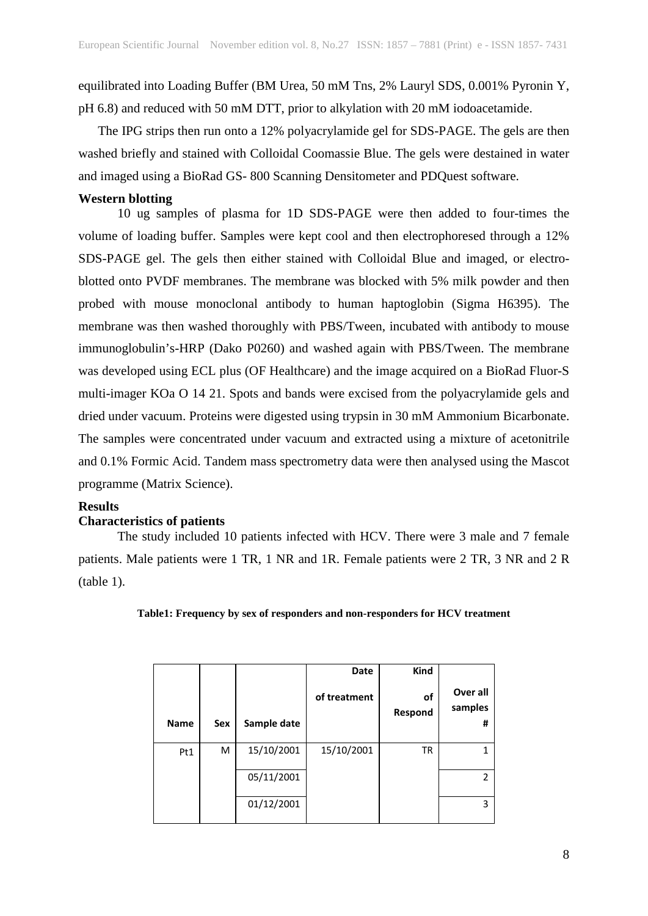equilibrated into Loading Buffer (BM Urea, 50 mM Tns, 2% Lauryl SDS, 0.001% Pyronin Y, pH 6.8) and reduced with 50 mM DTT, prior to alkylation with 20 mM iodoacetamide.

The IPG strips then run onto a 12% polyacrylamide gel for SDS-PAGE. The gels are then washed briefly and stained with Colloidal Coomassie Blue. The gels were destained in water and imaged using a BioRad GS- 800 Scanning Densitometer and PDQuest software.

**Western blotting**

10 ug samples of plasma for 1D SDS-PAGE were then added to four-times the volume of loading buffer. Samples were kept cool and then electrophoresed through a 12% SDS-PAGE gel. The gels then either stained with Colloidal Blue and imaged, or electro-blotted onto PVDF membranes. The membrane was blocked with 5% milk powder and then probed with mouse monoclonal antibody to human haptoglobin (Sigma H6395). The membrane was then washed thoroughly with PBS/Tween, incubated with antibody to mouse immunoglobulin's-HRP (Dako P0260) and washed again with PBS/Tween. The membrane was developed using ECL plus (OF Healthcare) and the image acquired on a BioRad Fluor-S multi-imager KOa O 14 21. Spots and bands were excised from the polyacrylamide gels and dried under vacuum. Proteins were digested using trypsin in 30 mM Ammonium Bicarbonate. The samples were concentrated under vacuum and extracted using a mixture of acetonitrile and 0.1% Formic Acid. Tandem mass spectrometry data were then analysed using the Mascot programme (Matrix Science).

**Results**

**Characteristics of patients**

The study included 10 patients infected with HCV. There were 3 male and 7 female patients. Male patients were 1 TR, 1 NR and 1R. Female patients were 2 TR, 3 NR and 2 R (table 1).

**Table1: Frequency by sex of responders and non-responders for HCV treatment**

| Name | Sex | Sample date | Date of treatment | Kind of Respond | Over all samples # |
|---|---|---|---|---|---|
| Pt1 | M | 15/10/2001 | 15/10/2001 | TR | 1 |
| | | 05/11/2001 | | | 2 |
| | | 01/12/2001 | | | 3 |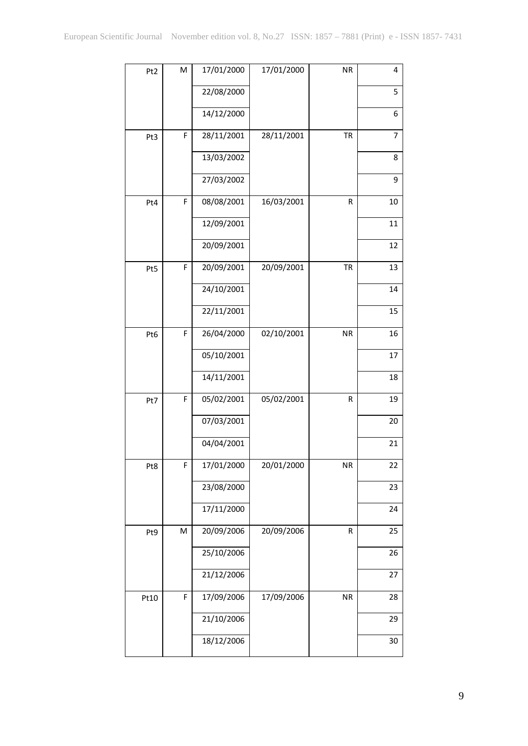| | | | | | |
|---|---|---|---|---|---|
| Pt2 | M | 17/01/2000 | 17/01/2000 | NR | 4 |
| | | 22/08/2000 | | | 5 |
| | | 14/12/2000 | | | 6 |
| Pt3 | F | 28/11/2001 | 28/11/2001 | TR | 7 |
| | | 13/03/2002 | | | 8 |
| | | 27/03/2002 | | | 9 |
| Pt4 | F | 08/08/2001 | 16/03/2001 | R | 10 |
| | | 12/09/2001 | | | 11 |
| | | 20/09/2001 | | | 12 |
| Pt5 | F | 20/09/2001 | 20/09/2001 | TR | 13 |
| | | 24/10/2001 | | | 14 |
| | | 22/11/2001 | | | 15 |
| Pt6 | F | 26/04/2000 | 02/10/2001 | NR | 16 |
| | | 05/10/2001 | | | 17 |
| | | 14/11/2001 | | | 18 |
| Pt7 | F | 05/02/2001 | 05/02/2001 | R | 19 |
| | | 07/03/2001 | | | 20 |
| | | 04/04/2001 | | | 21 |
| Pt8 | F | 17/01/2000 | 20/01/2000 | NR | 22 |
| | | 23/08/2000 | | | 23 |
| | | 17/11/2000 | | | 24 |
| Pt9 | M | 20/09/2006 | 20/09/2006 | R | 25 |
| | | 25/10/2006 | | | 26 |
| | | 21/12/2006 | | | 27 |
| Pt10 | F | 17/09/2006 | 17/09/2006 | NR | 28 |
| | | 21/10/2006 | | | 29 |
| | | 18/12/2006 | | | 30 |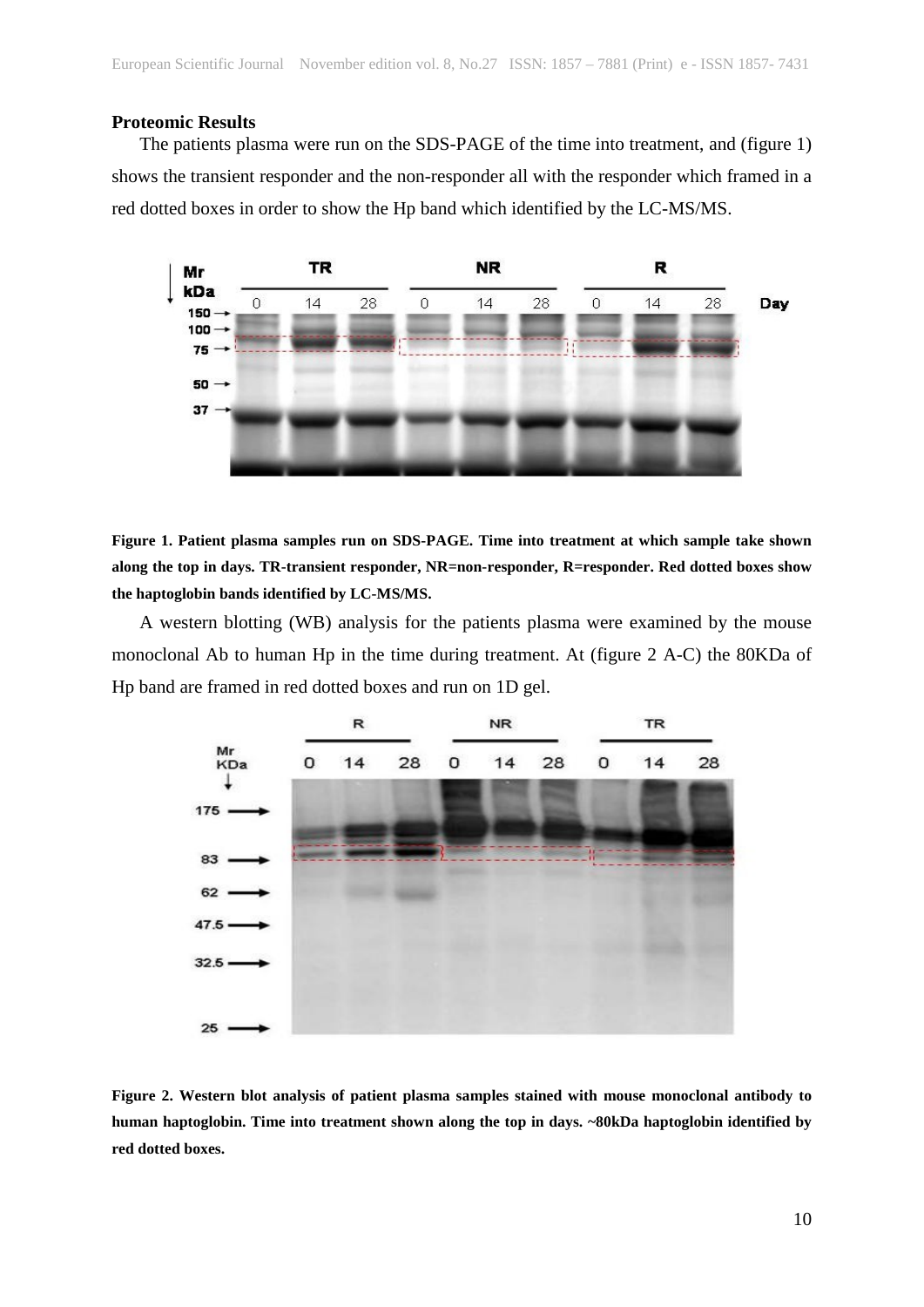**Proteomic Results**

The patients plasma were run on the SDS-PAGE of the time into treatment, and (figure 1) shows the transient responder and the non-responder all with the responder which framed in a red dotted boxes in order to show the Hp band which identified by the LC-MS/MS.

**Figure 1. Patient plasma samples run on SDS-PAGE. Time into treatment at which sample take shown along the top in days. TR-transient responder, NR=non-responder, R=responder. Red dotted boxes show the haptoglobin bands identified by LC-MS/MS.**

A western blotting (WB) analysis for the patients plasma were examined by the mouse monoclonal Ab to human Hp in the time during treatment. At (figure 2 A-C) the 80KDa of Hp band are framed in red dotted boxes and run on 1D gel.

**Figure 2. Western blot analysis of patient plasma samples stained with mouse monoclonal antibody to human haptoglobin. Time into treatment shown along the top in days. ~80kDa haptoglobin identified by red dotted boxes.**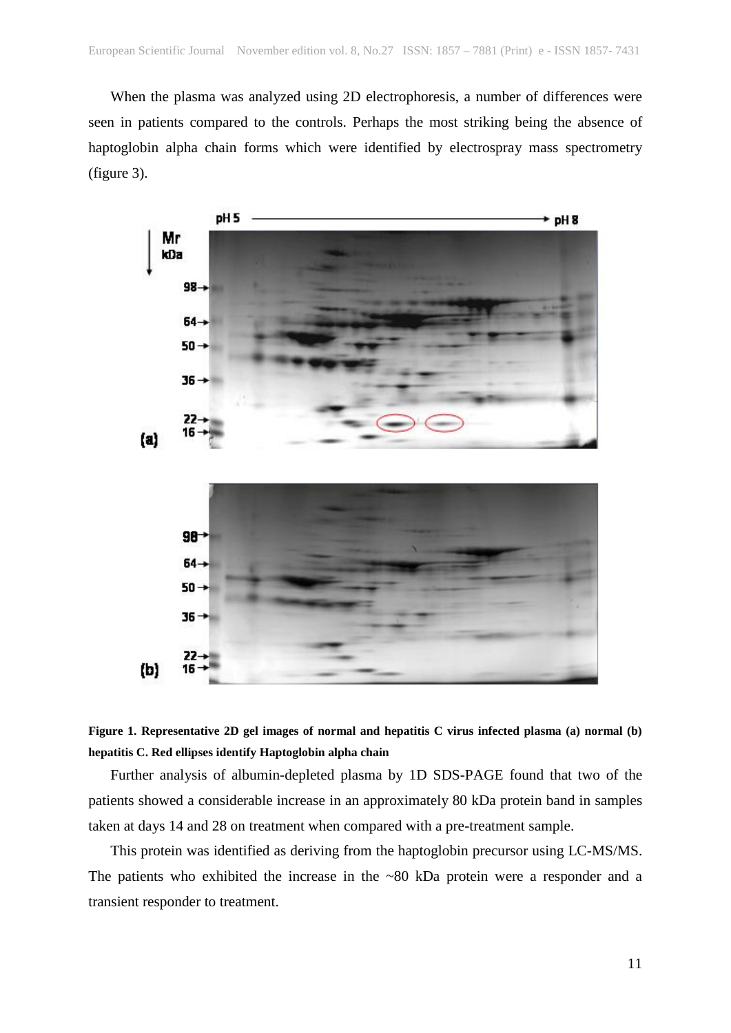When the plasma was analyzed using 2D electrophoresis, a number of differences were seen in patients compared to the controls. Perhaps the most striking being the absence of haptoglobin alpha chain forms which were identified by electrospray mass spectrometry (figure 3).

**Figure 1. Representative 2D gel images of normal and hepatitis C virus infected plasma (a) normal (b) hepatitis C. Red ellipses identify Haptoglobin alpha chain**

Further analysis of albumin-depleted plasma by 1D SDS-PAGE found that two of the patients showed a considerable increase in an approximately 80 kDa protein band in samples taken at days 14 and 28 on treatment when compared with a pre-treatment sample.

This protein was identified as deriving from the haptoglobin precursor using LC-MS/MS. The patients who exhibited the increase in the ~80 kDa protein were a responder and a transient responder to treatment.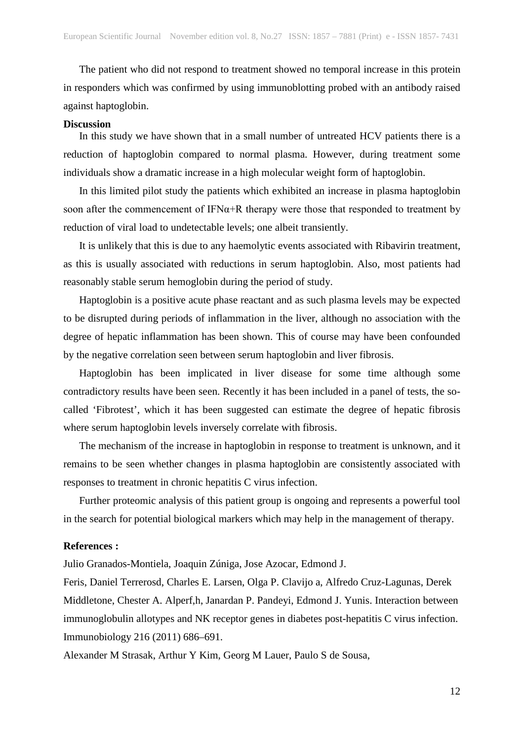The patient who did not respond to treatment showed no temporal increase in this protein in responders which was confirmed by using immunoblotting probed with an antibody raised against haptoglobin.

**Discussion**

In this study we have shown that in a small number of untreated HCV patients there is a reduction of haptoglobin compared to normal plasma. However, during treatment some individuals show a dramatic increase in a high molecular weight form of haptoglobin.

In this limited pilot study the patients which exhibited an increase in plasma haptoglobin soon after the commencement of IFNα+R therapy were those that responded to treatment by reduction of viral load to undetectable levels; one albeit transiently.

It is unlikely that this is due to any haemolytic events associated with Ribavirin treatment, as this is usually associated with reductions in serum haptoglobin. Also, most patients had reasonably stable serum hemoglobin during the period of study.

Haptoglobin is a positive acute phase reactant and as such plasma levels may be expected to be disrupted during periods of inflammation in the liver, although no association with the degree of hepatic inflammation has been shown. This of course may have been confounded by the negative correlation seen between serum haptoglobin and liver fibrosis.

Haptoglobin has been implicated in liver disease for some time although some contradictory results have been seen. Recently it has been included in a panel of tests, the so-called 'Fibrotest', which it has been suggested can estimate the degree of hepatic fibrosis where serum haptoglobin levels inversely correlate with fibrosis.

The mechanism of the increase in haptoglobin in response to treatment is unknown, and it remains to be seen whether changes in plasma haptoglobin are consistently associated with responses to treatment in chronic hepatitis C virus infection.

Further proteomic analysis of this patient group is ongoing and represents a powerful tool in the search for potential biological markers which may help in the management of therapy.

**References :**

Julio Granados-Montiela, Joaquin Zúniga, Jose Azocar, Edmond J.
Feris, Daniel Terrerosd, Charles E. Larsen, Olga P. Clavijo a, Alfredo Cruz-Lagunas, Derek Middletone, Chester A. Alperf,h, Janardan P. Pandeyi, Edmond J. Yunis. Interaction between immunoglobulin allotypes and NK receptor genes in diabetes post-hepatitis C virus infection. Immunobiology 216 (2011) 686–691.

Alexander M Strasak, Arthur Y Kim, Georg M Lauer, Paulo S de Sousa,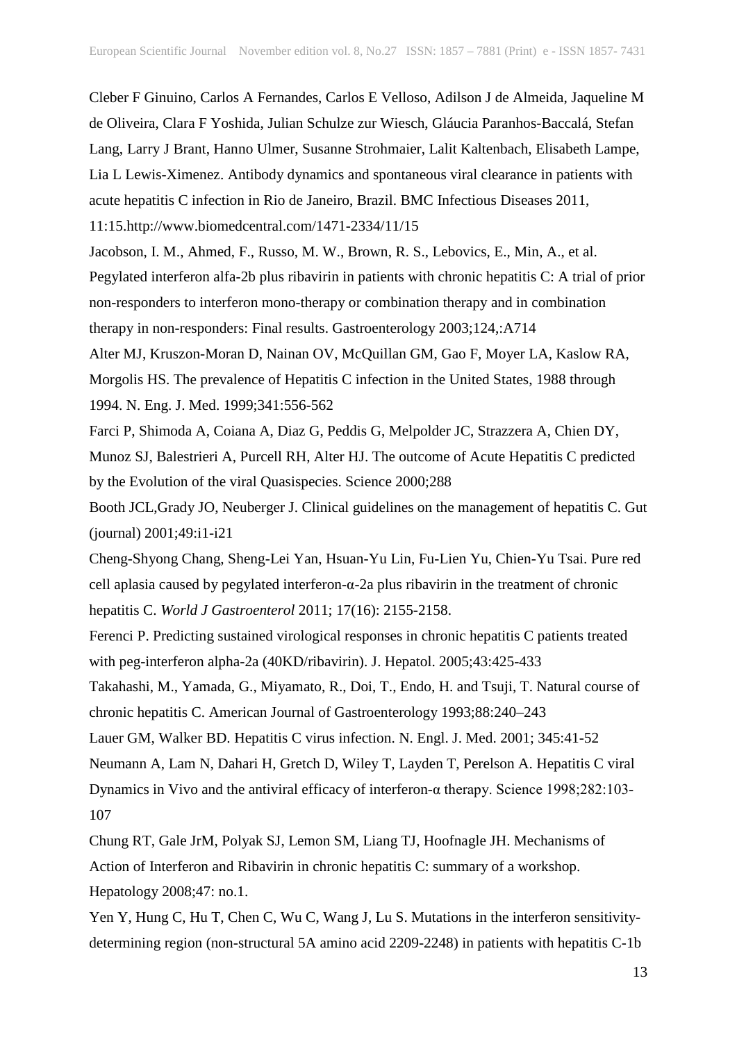Cleber F Ginuino, Carlos A Fernandes, Carlos E Velloso, Adilson J de Almeida, Jaqueline M de Oliveira, Clara F Yoshida, Julian Schulze zur Wiesch, Gláucia Paranhos-Baccalá, Stefan Lang, Larry J Brant, Hanno Ulmer, Susanne Strohmaier, Lalit Kaltenbach, Elisabeth Lampe, Lia L Lewis-Ximenez. Antibody dynamics and spontaneous viral clearance in patients with acute hepatitis C infection in Rio de Janeiro, Brazil. BMC Infectious Diseases 2011, 11:15.http://www.biomedcentral.com/1471-2334/11/15

Jacobson, I. M., Ahmed, F., Russo, M. W., Brown, R. S., Lebovics, E., Min, A., et al. Pegylated interferon alfa-2b plus ribavirin in patients with chronic hepatitis C: A trial of prior non-responders to interferon mono-therapy or combination therapy and in combination therapy in non-responders: Final results. Gastroenterology 2003;124,:A714

Alter MJ, Kruszon-Moran D, Nainan OV, McQuillan GM, Gao F, Moyer LA, Kaslow RA, Morgolis HS. The prevalence of Hepatitis C infection in the United States, 1988 through 1994. N. Eng. J. Med. 1999;341:556-562

Farci P, Shimoda A, Coiana A, Diaz G, Peddis G, Melpolder JC, Strazzera A, Chien DY, Munoz SJ, Balestrieri A, Purcell RH, Alter HJ. The outcome of Acute Hepatitis C predicted by the Evolution of the viral Quasispecies. Science 2000;288

Booth JCL,Grady JO, Neuberger J. Clinical guidelines on the management of hepatitis C. Gut (journal) 2001;49:i1-i21

Cheng-Shyong Chang, Sheng-Lei Yan, Hsuan-Yu Lin, Fu-Lien Yu, Chien-Yu Tsai. Pure red cell aplasia caused by pegylated interferon-α-2a plus ribavirin in the treatment of chronic hepatitis C. *World J Gastroenterol* 2011; 17(16): 2155-2158.

Ferenci P. Predicting sustained virological responses in chronic hepatitis C patients treated with peg-interferon alpha-2a (40KD/ribavirin). J. Hepatol. 2005;43:425-433

Takahashi, M., Yamada, G., Miyamato, R., Doi, T., Endo, H. and Tsuji, T. Natural course of chronic hepatitis C. American Journal of Gastroenterology 1993;88:240–243

Lauer GM, Walker BD. Hepatitis C virus infection. N. Engl. J. Med. 2001; 345:41-52

Neumann A, Lam N, Dahari H, Gretch D, Wiley T, Layden T, Perelson A. Hepatitis C viral Dynamics in Vivo and the antiviral efficacy of interferon-α therapy. Science 1998;282:103-107

Chung RT, Gale JrM, Polyak SJ, Lemon SM, Liang TJ, Hoofnagle JH. Mechanisms of Action of Interferon and Ribavirin in chronic hepatitis C: summary of a workshop. Hepatology 2008;47: no.1.

Yen Y, Hung C, Hu T, Chen C, Wu C, Wang J, Lu S. Mutations in the interferon sensitivity-determining region (non-structural 5A amino acid 2209-2248) in patients with hepatitis C-1b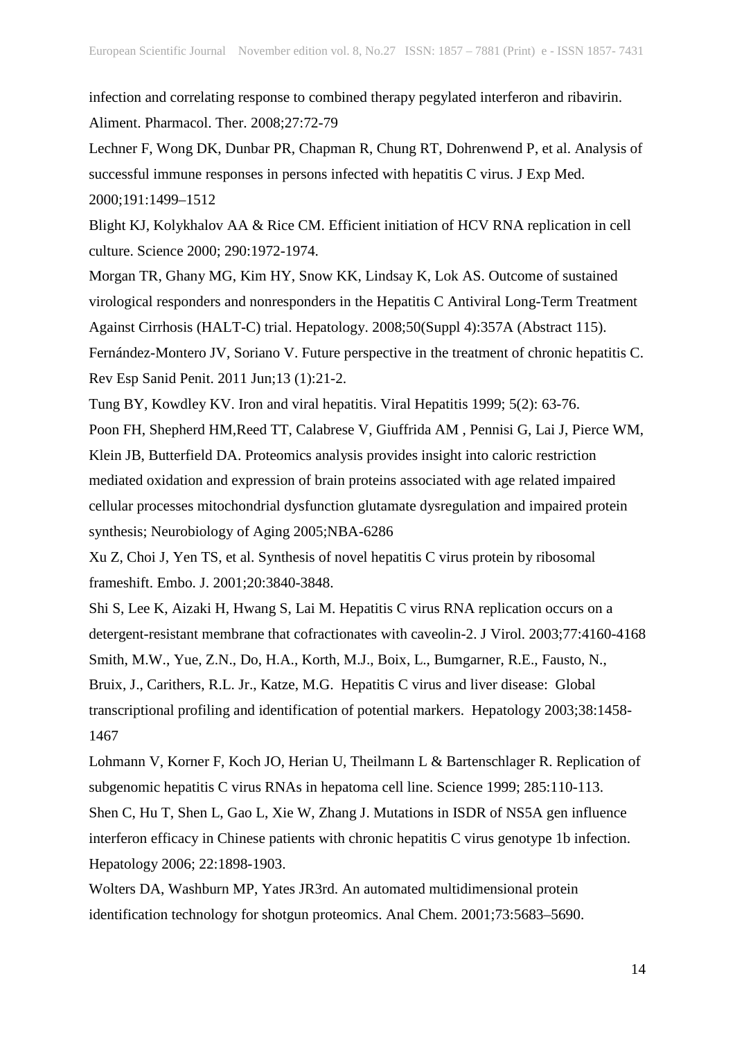infection and correlating response to combined therapy pegylated interferon and ribavirin. Aliment. Pharmacol. Ther. 2008;27:72-79

Lechner F, Wong DK, Dunbar PR, Chapman R, Chung RT, Dohrenwend P, et al. Analysis of successful immune responses in persons infected with hepatitis C virus. J Exp Med. 2000;191:1499–1512

Blight KJ, Kolykhalov AA & Rice CM. Efficient initiation of HCV RNA replication in cell culture. Science 2000; 290:1972-1974.

Morgan TR, Ghany MG, Kim HY, Snow KK, Lindsay K, Lok AS. Outcome of sustained virological responders and nonresponders in the Hepatitis C Antiviral Long-Term Treatment Against Cirrhosis (HALT-C) trial. Hepatology. 2008;50(Suppl 4):357A (Abstract 115).

Fernández-Montero JV, Soriano V. Future perspective in the treatment of chronic hepatitis C. Rev Esp Sanid Penit. 2011 Jun;13 (1):21-2.

Tung BY, Kowdley KV. Iron and viral hepatitis. Viral Hepatitis 1999; 5(2): 63-76.

Poon FH, Shepherd HM,Reed TT, Calabrese V, Giuffrida AM , Pennisi G, Lai J, Pierce WM, Klein JB, Butterfield DA. Proteomics analysis provides insight into caloric restriction mediated oxidation and expression of brain proteins associated with age related impaired cellular processes mitochondrial dysfunction glutamate dysregulation and impaired protein synthesis; Neurobiology of Aging 2005;NBA-6286

Xu Z, Choi J, Yen TS, et al. Synthesis of novel hepatitis C virus protein by ribosomal frameshift. Embo. J. 2001;20:3840-3848.

Shi S, Lee K, Aizaki H, Hwang S, Lai M. Hepatitis C virus RNA replication occurs on a detergent-resistant membrane that cofractionates with caveolin-2. J Virol. 2003;77:4160-4168

Smith, M.W., Yue, Z.N., Do, H.A., Korth, M.J., Boix, L., Bumgarner, R.E., Fausto, N., Bruix, J., Carithers, R.L. Jr., Katze, M.G. Hepatitis C virus and liver disease: Global transcriptional profiling and identification of potential markers. Hepatology 2003;38:1458-1467

Lohmann V, Korner F, Koch JO, Herian U, Theilmann L & Bartenschlager R. Replication of subgenomic hepatitis C virus RNAs in hepatoma cell line. Science 1999; 285:110-113.

Shen C, Hu T, Shen L, Gao L, Xie W, Zhang J. Mutations in ISDR of NS5A gen influence interferon efficacy in Chinese patients with chronic hepatitis C virus genotype 1b infection. Hepatology 2006; 22:1898-1903.

Wolters DA, Washburn MP, Yates JR3rd. An automated multidimensional protein identification technology for shotgun proteomics. Anal Chem. 2001;73:5683–5690.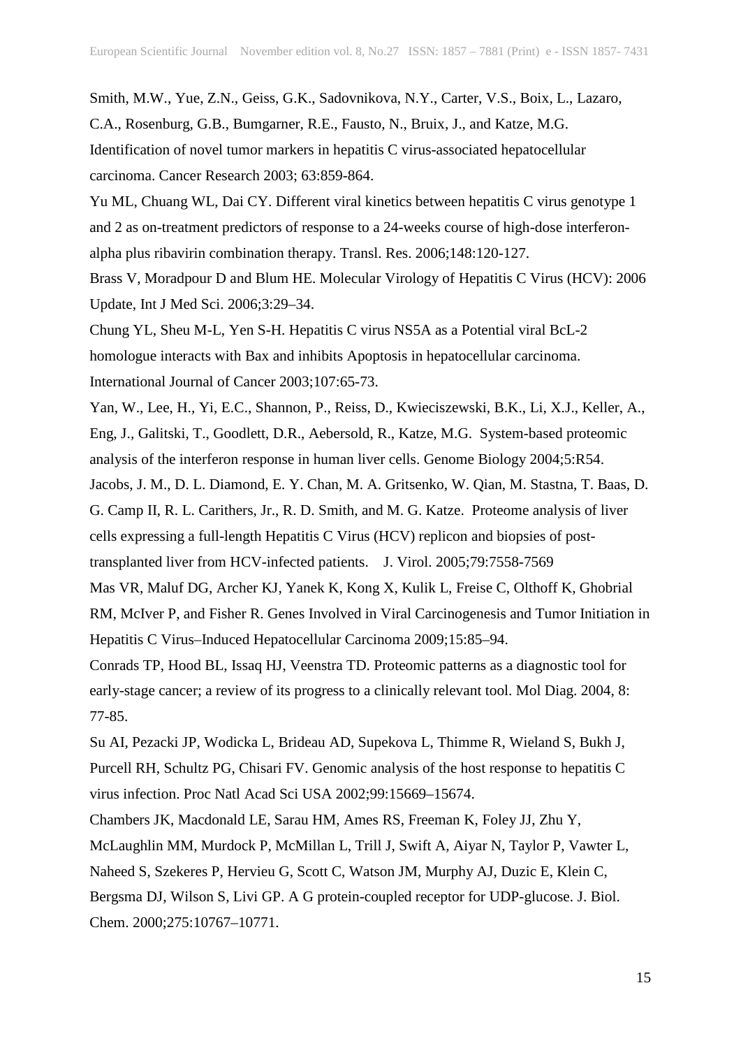Smith, M.W., Yue, Z.N., Geiss, G.K., Sadovnikova, N.Y., Carter, V.S., Boix, L., Lazaro, C.A., Rosenburg, G.B., Bumgarner, R.E., Fausto, N., Bruix, J., and Katze, M.G. Identification of novel tumor markers in hepatitis C virus-associated hepatocellular carcinoma. Cancer Research 2003; 63:859-864.

Yu ML, Chuang WL, Dai CY. Different viral kinetics between hepatitis C virus genotype 1 and 2 as on-treatment predictors of response to a 24-weeks course of high-dose interferon-alpha plus ribavirin combination therapy. Transl. Res. 2006;148:120-127.

Brass V, Moradpour D and Blum HE. Molecular Virology of Hepatitis C Virus (HCV): 2006 Update, Int J Med Sci. 2006;3:29–34.

Chung YL, Sheu M-L, Yen S-H. Hepatitis C virus NS5A as a Potential viral BcL-2 homologue interacts with Bax and inhibits Apoptosis in hepatocellular carcinoma. International Journal of Cancer 2003;107:65-73.

Yan, W., Lee, H., Yi, E.C., Shannon, P., Reiss, D., Kwieciszewski, B.K., Li, X.J., Keller, A., Eng, J., Galitski, T., Goodlett, D.R., Aebersold, R., Katze, M.G. System-based proteomic analysis of the interferon response in human liver cells. Genome Biology 2004;5:R54.

Jacobs, J. M., D. L. Diamond, E. Y. Chan, M. A. Gritsenko, W. Qian, M. Stastna, T. Baas, D. G. Camp II, R. L. Carithers, Jr., R. D. Smith, and M. G. Katze. Proteome analysis of liver cells expressing a full-length Hepatitis C Virus (HCV) replicon and biopsies of post-transplanted liver from HCV-infected patients. J. Virol. 2005;79:7558-7569

Mas VR, Maluf DG, Archer KJ, Yanek K, Kong X, Kulik L, Freise C, Olthoff K, Ghobrial RM, McIver P, and Fisher R. Genes Involved in Viral Carcinogenesis and Tumor Initiation in Hepatitis C Virus–Induced Hepatocellular Carcinoma 2009;15:85–94.

Conrads TP, Hood BL, Issaq HJ, Veenstra TD. Proteomic patterns as a diagnostic tool for early-stage cancer; a review of its progress to a clinically relevant tool. Mol Diag. 2004, 8: 77-85.

Su AI, Pezacki JP, Wodicka L, Brideau AD, Supekova L, Thimme R, Wieland S, Bukh J, Purcell RH, Schultz PG, Chisari FV. Genomic analysis of the host response to hepatitis C virus infection. Proc Natl Acad Sci USA 2002;99:15669–15674.

Chambers JK, Macdonald LE, Sarau HM, Ames RS, Freeman K, Foley JJ, Zhu Y, McLaughlin MM, Murdock P, McMillan L, Trill J, Swift A, Aiyar N, Taylor P, Vawter L, Naheed S, Szekeres P, Hervieu G, Scott C, Watson JM, Murphy AJ, Duzic E, Klein C, Bergsma DJ, Wilson S, Livi GP. A G protein-coupled receptor for UDP-glucose. J. Biol. Chem. 2000;275:10767–10771.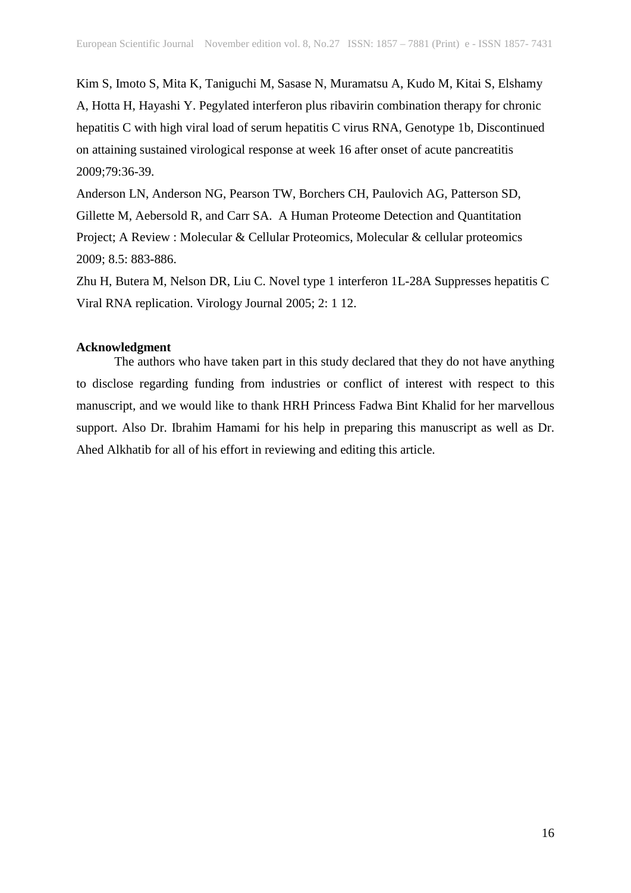Kim S, Imoto S, Mita K, Taniguchi M, Sasase N, Muramatsu A, Kudo M, Kitai S, Elshamy A, Hotta H, Hayashi Y. Pegylated interferon plus ribavirin combination therapy for chronic hepatitis C with high viral load of serum hepatitis C virus RNA, Genotype 1b, Discontinued on attaining sustained virological response at week 16 after onset of acute pancreatitis 2009;79:36-39.

Anderson LN, Anderson NG, Pearson TW, Borchers CH, Paulovich AG, Patterson SD, Gillette M, Aebersold R, and Carr SA. A Human Proteome Detection and Quantitation Project; A Review : Molecular & Cellular Proteomics, Molecular & cellular proteomics 2009; 8.5: 883-886.

Zhu H, Butera M, Nelson DR, Liu C. Novel type 1 interferon 1L-28A Suppresses hepatitis C Viral RNA replication. Virology Journal 2005; 2: 1 12.

**Acknowledgment**

The authors who have taken part in this study declared that they do not have anything to disclose regarding funding from industries or conflict of interest with respect to this manuscript, and we would like to thank HRH Princess Fadwa Bint Khalid for her marvellous support. Also Dr. Ibrahim Hamami for his help in preparing this manuscript as well as Dr. Ahed Alkhatib for all of his effort in reviewing and editing this article.